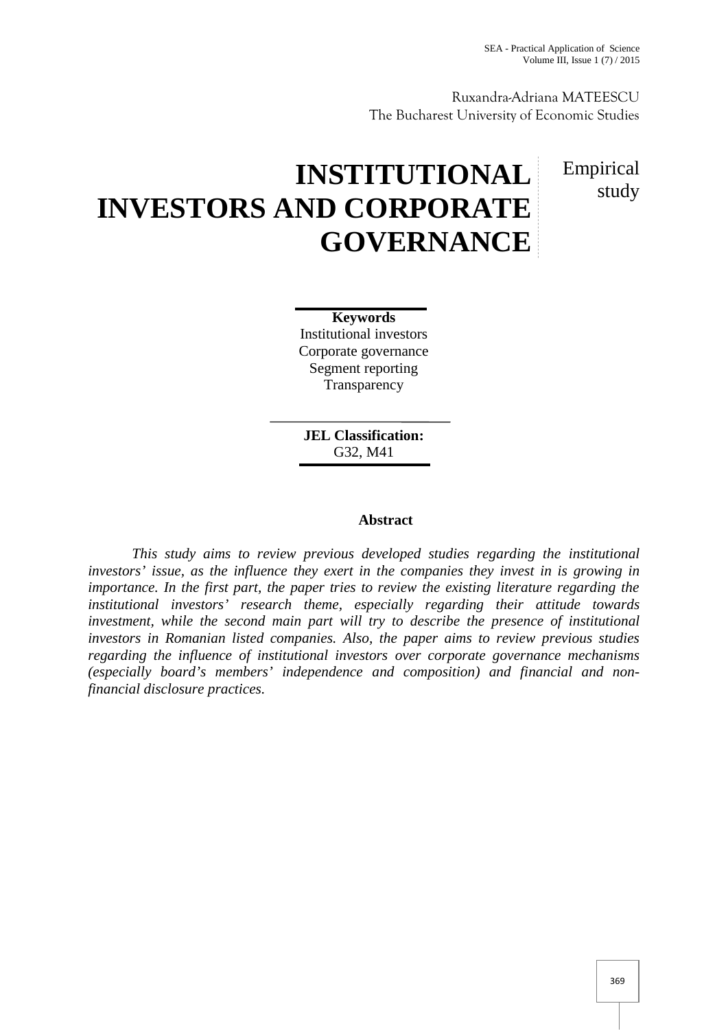Ruxandra-Adriana MATEESCU
The Bucharest University of Economic Studies

# INSTITUTIONAL INVESTORS AND CORPORATE GOVERNANCE

Empirical study

**Keywords**
Institutional investors
Corporate governance
Segment reporting
Transparency

**JEL Classification:**
G32, M41

**Abstract**

*This study aims to review previous developed studies regarding the institutional investors' issue, as the influence they exert in the companies they invest in is growing in importance. In the first part, the paper tries to review the existing literature regarding the institutional investors' research theme, especially regarding their attitude towards investment, while the second main part will try to describe the presence of institutional investors in Romanian listed companies. Also, the paper aims to review previous studies regarding the influence of institutional investors over corporate governance mechanisms (especially board's members' independence and composition) and financial and non-financial disclosure practices.*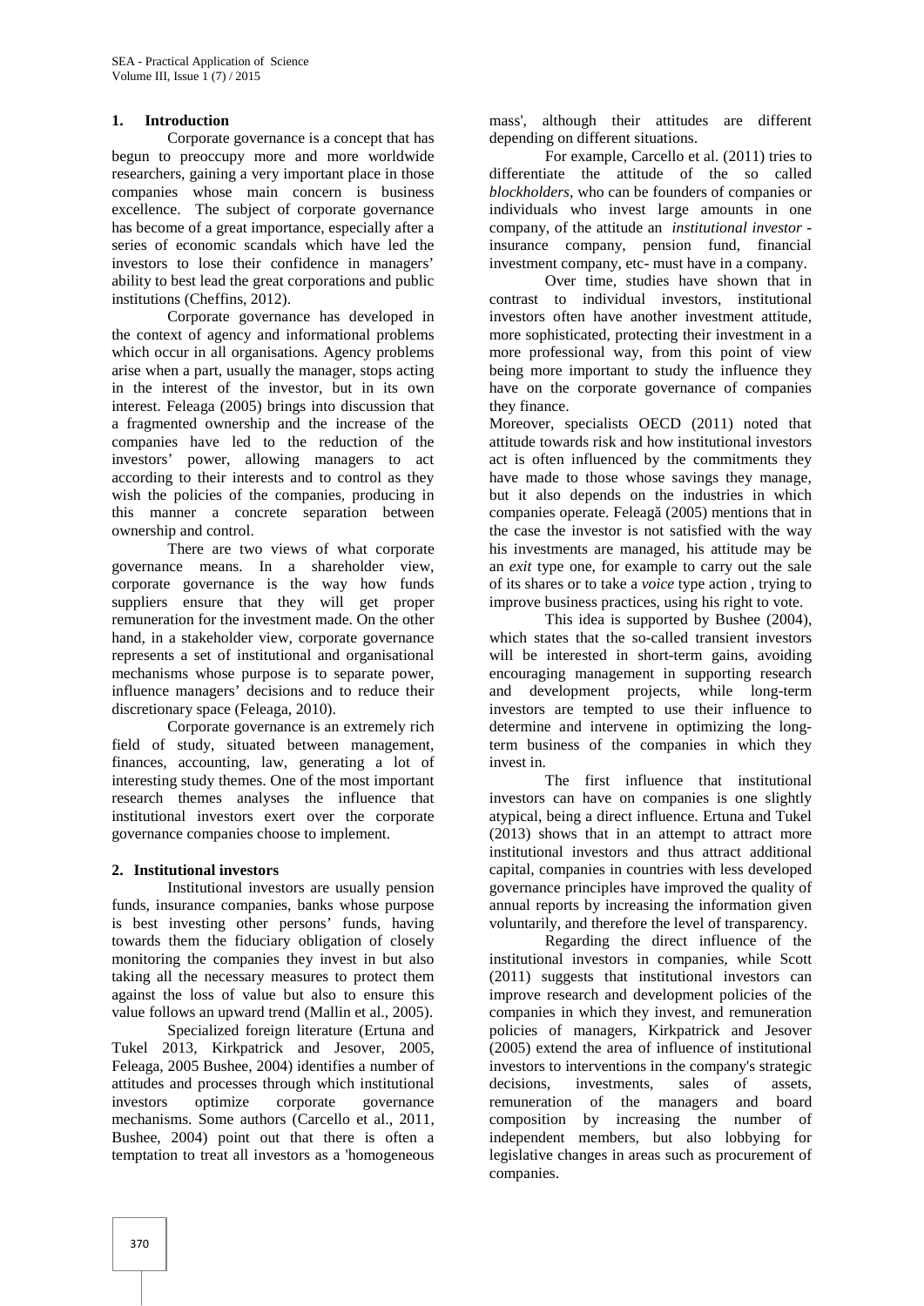## 1. Introduction

Corporate governance is a concept that has begun to preoccupy more and more worldwide researchers, gaining a very important place in those companies whose main concern is business excellence. The subject of corporate governance has become of a great importance, especially after a series of economic scandals which have led the investors to lose their confidence in managers' ability to best lead the great corporations and public institutions (Cheffins, 2012).

Corporate governance has developed in the context of agency and informational problems which occur in all organisations. Agency problems arise when a part, usually the manager, stops acting in the interest of the investor, but in its own interest. Feleaga (2005) brings into discussion that a fragmented ownership and the increase of the companies have led to the reduction of the investors' power, allowing managers to act according to their interests and to control as they wish the policies of the companies, producing in this manner a concrete separation between ownership and control.

There are two views of what corporate governance means. In a shareholder view, corporate governance is the way how funds suppliers ensure that they will get proper remuneration for the investment made. On the other hand, in a stakeholder view, corporate governance represents a set of institutional and organisational mechanisms whose purpose is to separate power, influence managers' decisions and to reduce their discretionary space (Feleaga, 2010).

Corporate governance is an extremely rich field of study, situated between management, finances, accounting, law, generating a lot of interesting study themes. One of the most important research themes analyses the influence that institutional investors exert over the corporate governance companies choose to implement.

## 2. Institutional investors

Institutional investors are usually pension funds, insurance companies, banks whose purpose is best investing other persons' funds, having towards them the fiduciary obligation of closely monitoring the companies they invest in but also taking all the necessary measures to protect them against the loss of value but also to ensure this value follows an upward trend (Mallin et al., 2005).

Specialized foreign literature (Ertuna and Tukel 2013, Kirkpatrick and Jesover, 2005, Feleaga, 2005 Bushee, 2004) identifies a number of attitudes and processes through which institutional investors optimize corporate governance mechanisms. Some authors (Carcello et al., 2011, Bushee, 2004) point out that there is often a temptation to treat all investors as a 'homogeneous mass', although their attitudes are different depending on different situations.

For example, Carcello et al. (2011) tries to differentiate the attitude of the so called *blockholders*, who can be founders of companies or individuals who invest large amounts in one company, of the attitude an *institutional investor* - insurance company, pension fund, financial investment company, etc- must have in a company.

Over time, studies have shown that in contrast to individual investors, institutional investors often have another investment attitude, more sophisticated, protecting their investment in a more professional way, from this point of view being more important to study the influence they have on the corporate governance of companies they finance.

Moreover, specialists OECD (2011) noted that attitude towards risk and how institutional investors act is often influenced by the commitments they have made to those whose savings they manage, but it also depends on the industries in which companies operate. Feleagă (2005) mentions that in the case the investor is not satisfied with the way his investments are managed, his attitude may be an *exit* type one, for example to carry out the sale of its shares or to take a *voice* type action , trying to improve business practices, using his right to vote.

This idea is supported by Bushee (2004), which states that the so-called transient investors will be interested in short-term gains, avoiding encouraging management in supporting research and development projects, while long-term investors are tempted to use their influence to determine and intervene in optimizing the long-term business of the companies in which they invest in.

The first influence that institutional investors can have on companies is one slightly atypical, being a direct influence. Ertuna and Tukel (2013) shows that in an attempt to attract more institutional investors and thus attract additional capital, companies in countries with less developed governance principles have improved the quality of annual reports by increasing the information given voluntarily, and therefore the level of transparency.

Regarding the direct influence of the institutional investors in companies, while Scott (2011) suggests that institutional investors can improve research and development policies of the companies in which they invest, and remuneration policies of managers, Kirkpatrick and Jesover (2005) extend the area of influence of institutional investors to interventions in the company's strategic decisions, investments, sales of assets, remuneration of the managers and board composition by increasing the number of independent members, but also lobbying for legislative changes in areas such as procurement of companies.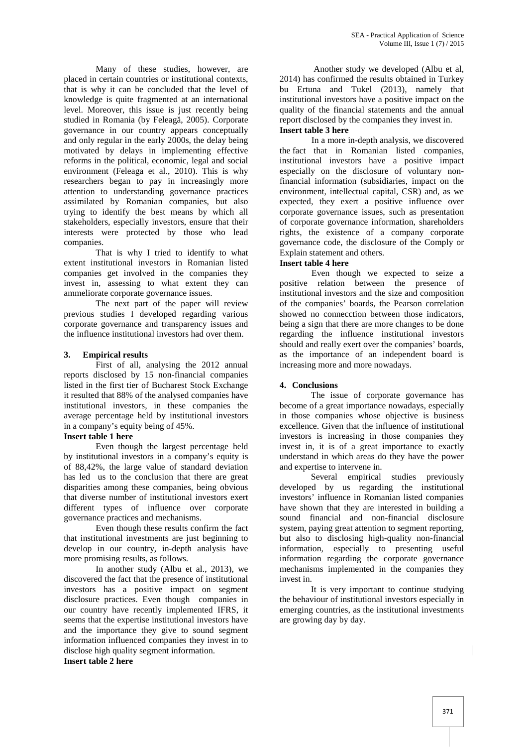Many of these studies, however, are placed in certain countries or institutional contexts, that is why it can be concluded that the level of knowledge is quite fragmented at an international level. Moreover, this issue is just recently being studied in Romania (by Feleagă, 2005). Corporate governance in our country appears conceptually and only regular in the early 2000s, the delay being motivated by delays in implementing effective reforms in the political, economic, legal and social environment (Feleaga et al., 2010). This is why researchers began to pay in increasingly more attention to understanding governance practices assimilated by Romanian companies, but also trying to identify the best means by which all stakeholders, especially investors, ensure that their interests were protected by those who lead companies.

That is why I tried to identify to what extent institutional investors in Romanian listed companies get involved in the companies they invest in, assessing to what extent they can ammeliorate corporate governance issues.

The next part of the paper will review previous studies I developed regarding various corporate governance and transparency issues and the influence institutional investors had over them.

## 3. Empirical results

First of all, analysing the 2012 annual reports disclosed by 15 non-financial companies listed in the first tier of Bucharest Stock Exchange it resulted that 88% of the analysed companies have institutional investors, in these companies the average percentage held by institutional investors in a company's equity being of 45%.

**Insert table 1 here**

Even though the largest percentage held by institutional investors in a company's equity is of 88,42%, the large value of standard deviation has led us to the conclusion that there are great disparities among these companies, being obvious that diverse number of institutional investors exert different types of influence over corporate governance practices and mechanisms.

Even though these results confirm the fact that institutional investments are just beginning to develop in our country, in-depth analysis have more promising results, as follows.

In another study (Albu et al., 2013), we discovered the fact that the presence of institutional investors has a positive impact on segment disclosure practices. Even though companies in our country have recently implemented IFRS, it seems that the expertise institutional investors have and the importance they give to sound segment information influenced companies they invest in to disclose high quality segment information.

**Insert table 2 here**

Another study we developed (Albu et al, 2014) has confirmed the results obtained in Turkey bu Ertuna and Tukel (2013), namely that institutional investors have a positive impact on the quality of the financial statements and the annual report disclosed by the companies they invest in.

**Insert table 3 here**

In a more in-depth analysis, we discovered the fact that in Romanian listed companies, institutional investors have a positive impact especially on the disclosure of voluntary non-financial information (subsidiaries, impact on the environment, intellectual capital, CSR) and, as we expected, they exert a positive influence over corporate governance issues, such as presentation of corporate governance information, shareholders rights, the existence of a company corporate governance code, the disclosure of the Comply or Explain statement and others.

**Insert table 4 here**

Even though we expected to seize a positive relation between the presence of institutional investors and the size and composition of the companies' boards, the Pearson correlation showed no connecction between those indicators, being a sign that there are more changes to be done regarding the influence institutional investors should and really exert over the companies' boards, as the importance of an independent board is increasing more and more nowadays.

## 4. Conclusions

The issue of corporate governance has become of a great importance nowadays, especially in those companies whose objective is business excellence. Given that the influence of institutional investors is increasing in those companies they invest in, it is of a great importance to exactly understand in which areas do they have the power and expertise to intervene in.

Several empirical studies previously developed by us regarding the institutional investors' influence in Romanian listed companies have shown that they are interested in building a sound financial and non-financial disclosure system, paying great attention to segment reporting, but also to disclosing high-quality non-financial information, especially to presenting useful information regarding the corporate governance mechanisms implemented in the companies they invest in.

It is very important to continue studying the behaviour of institutional investors especially in emerging countries, as the institutional investments are growing day by day.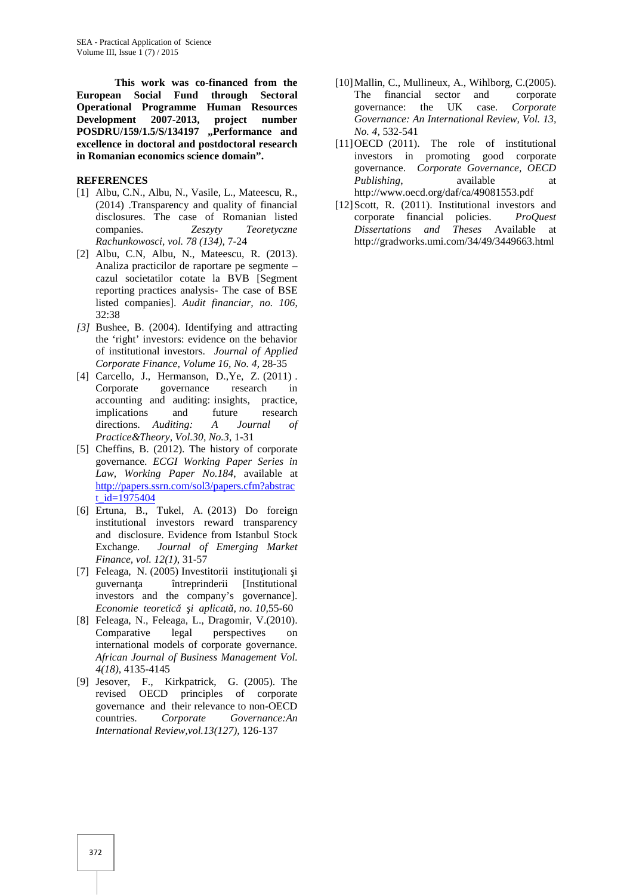**This work was co-financed from the European Social Fund through Sectoral Operational Programme Human Resources Development 2007-2013, project number POSDRU/159/1.5/S/134197 „Performance and excellence in doctoral and postdoctoral research in Romanian economics science domain".**

## REFERENCES

[1] Albu, C.N., Albu, N., Vasile, L., Mateescu, R., (2014) .Transparency and quality of financial disclosures. The case of Romanian listed companies. *Zeszyty Teoretyczne Rachunkowosci, vol. 78 (134),* 7-24

[2] Albu, C.N, Albu, N., Mateescu, R. (2013). Analiza practicilor de raportare pe segmente – cazul societatilor cotate la BVB [Segment reporting practices analysis- The case of BSE listed companies]. *Audit financiar, no. 106*, 32:38

*[3]* Bushee, B. (2004). Identifying and attracting the 'right' investors: evidence on the behavior of institutional investors. *Journal of Applied Corporate Finance, Volume 16, No. 4*, 28-35

[4] Carcello, J., Hermanson, D.,Ye, Z. (2011) . Corporate governance research in accounting and auditing: insights, practice, implications and future research directions. *Auditing: A Journal of Practice&Theory, Vol.30, No.3*, 1-31

[5] Cheffins, B. (2012). The history of corporate governance. *ECGI Working Paper Series in Law, Working Paper No.184*, available at http://papers.ssrn.com/sol3/papers.cfm?abstract_id=1975404

[6] Ertuna, B., Tukel, A. (2013) Do foreign institutional investors reward transparency and disclosure. Evidence from Istanbul Stock Exchange*. Journal of Emerging Market Finance, vol. 12(1)*, 31-57

[7] Feleaga, N. (2005) Investitorii instituţionali şi guvernanţa întreprinderii [Institutional investors and the company's governance]. *Economie teoretică şi aplicată, no. 10,*55-60

[8] Feleaga, N., Feleaga, L., Dragomir, V.(2010). Comparative legal perspectives on international models of corporate governance. *African Journal of Business Management Vol. 4(18)*, 4135-4145

[9] Jesover, F., Kirkpatrick, G. (2005). The revised OECD principles of corporate governance and their relevance to non-OECD countries. *Corporate Governance:An International Review,vol.13(127)*, 126-137

[10] Mallin, C., Mullineux, A., Wihlborg, C.(2005). The financial sector and corporate governance: the UK case. *Corporate Governance: An International Review, Vol. 13, No. 4*, 532-541

[11] OECD (2011). The role of institutional investors in promoting good corporate governance. *Corporate Governance, OECD Publishing*, available at http://www.oecd.org/daf/ca/49081553.pdf

[12] Scott, R. (2011). Institutional investors and corporate financial policies. *ProQuest Dissertations and Theses* Available at http://gradworks.umi.com/34/49/3449663.html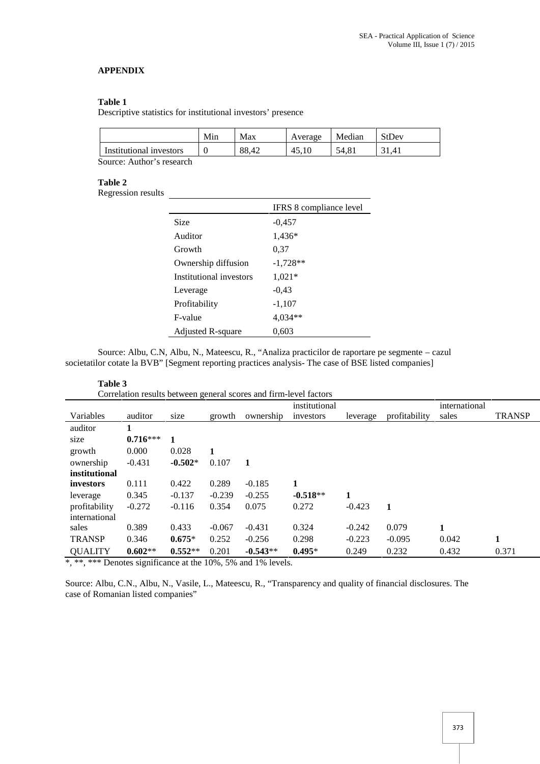**APPENDIX**

**Table 1**

Descriptive statistics for institutional investors' presence

| | Min | Max | Average | Median | StDev |
|---|---|---|---|---|---|
| Institutional investors | 0 | 88,42 | 45,10 | 54,81 | 31,41 |

Source: Author's research

**Table 2**

Regression results

| | IFRS 8 compliance level |
|---|---|
| Size | -0,457 |
| Auditor | 1,436* |
| Growth | 0,37 |
| Ownership diffusion | -1,728** |
| Institutional investors | 1,021* |
| Leverage | -0,43 |
| Profitability | -1,107 |
| F-value | 4,034** |
| Adjusted R-square | 0,603 |

Source: Albu, C.N, Albu, N., Mateescu, R., "Analiza practicilor de raportare pe segmente – cazul societatilor cotate la BVB" [Segment reporting practices analysis- The case of BSE listed companies]

**Table 3**

Correlation results between general scores and firm-level factors

| Variables | auditor | size | growth | ownership | institutional investors | leverage | profitability | international sales | TRANSP |
|---|---|---|---|---|---|---|---|---|---|
| auditor | **1** | | | | | | | | |
| size | **0.716***** | **1** | | | | | | | |
| growth | 0.000 | 0.028 | **1** | | | | | | |
| ownership | -0.431 | **-0.502*** | 0.107 | **1** | | | | | |
| **institutional investors** | 0.111 | 0.422 | 0.289 | -0.185 | **1** | | | | |
| leverage | 0.345 | -0.137 | -0.239 | -0.255 | **-0.518**** | **1** | | | |
| profitability | -0.272 | -0.116 | 0.354 | 0.075 | 0.272 | -0.423 | **1** | | |
| international sales | 0.389 | 0.433 | -0.067 | -0.431 | 0.324 | -0.242 | 0.079 | **1** | |
| TRANSP | 0.346 | **0.675*** | 0.252 | -0.256 | 0.298 | -0.223 | -0.095 | 0.042 | **1** |
| QUALITY | **0.602**** | **0.552**** | 0.201 | **-0.543**** | **0.495*** | 0.249 | 0.232 | 0.432 | 0.371 |

*, **, *** Denotes significance at the 10%, 5% and 1% levels.

Source: Albu, C.N., Albu, N., Vasile, L., Mateescu, R., "Transparency and quality of financial disclosures. The case of Romanian listed companies"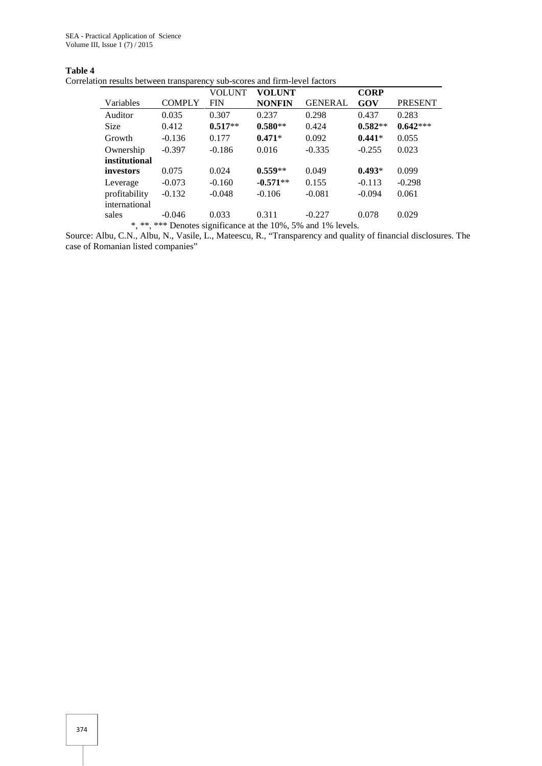**Table 4**

Correlation results between transparency sub-scores and firm-level factors

| Variables | COMPLY | VOLUNT FIN | **VOLUNT NONFIN** | GENERAL | **CORP GOV** | PRESENT |
|---|---|---|---|---|---|---|
| Auditor | 0.035 | 0.307 | 0.237 | 0.298 | 0.437 | 0.283 |
| Size | 0.412 | **0.517**** | **0.580**** | 0.424 | **0.582**** | **0.642***** |
| Growth | -0.136 | 0.177 | **0.471*** | 0.092 | **0.441*** | 0.055 |
| Ownership | -0.397 | -0.186 | 0.016 | -0.335 | -0.255 | 0.023 |
| **institutional investors** | 0.075 | 0.024 | **0.559**** | 0.049 | **0.493*** | 0.099 |
| Leverage | -0.073 | -0.160 | **-0.571**** | 0.155 | -0.113 | -0.298 |
| profitability | -0.132 | -0.048 | -0.106 | -0.081 | -0.094 | 0.061 |
| international sales | -0.046 | 0.033 | 0.311 | -0.227 | 0.078 | 0.029 |

*, **, *** Denotes significance at the 10%, 5% and 1% levels.

Source: Albu, C.N., Albu, N., Vasile, L., Mateescu, R., "Transparency and quality of financial disclosures. The case of Romanian listed companies"